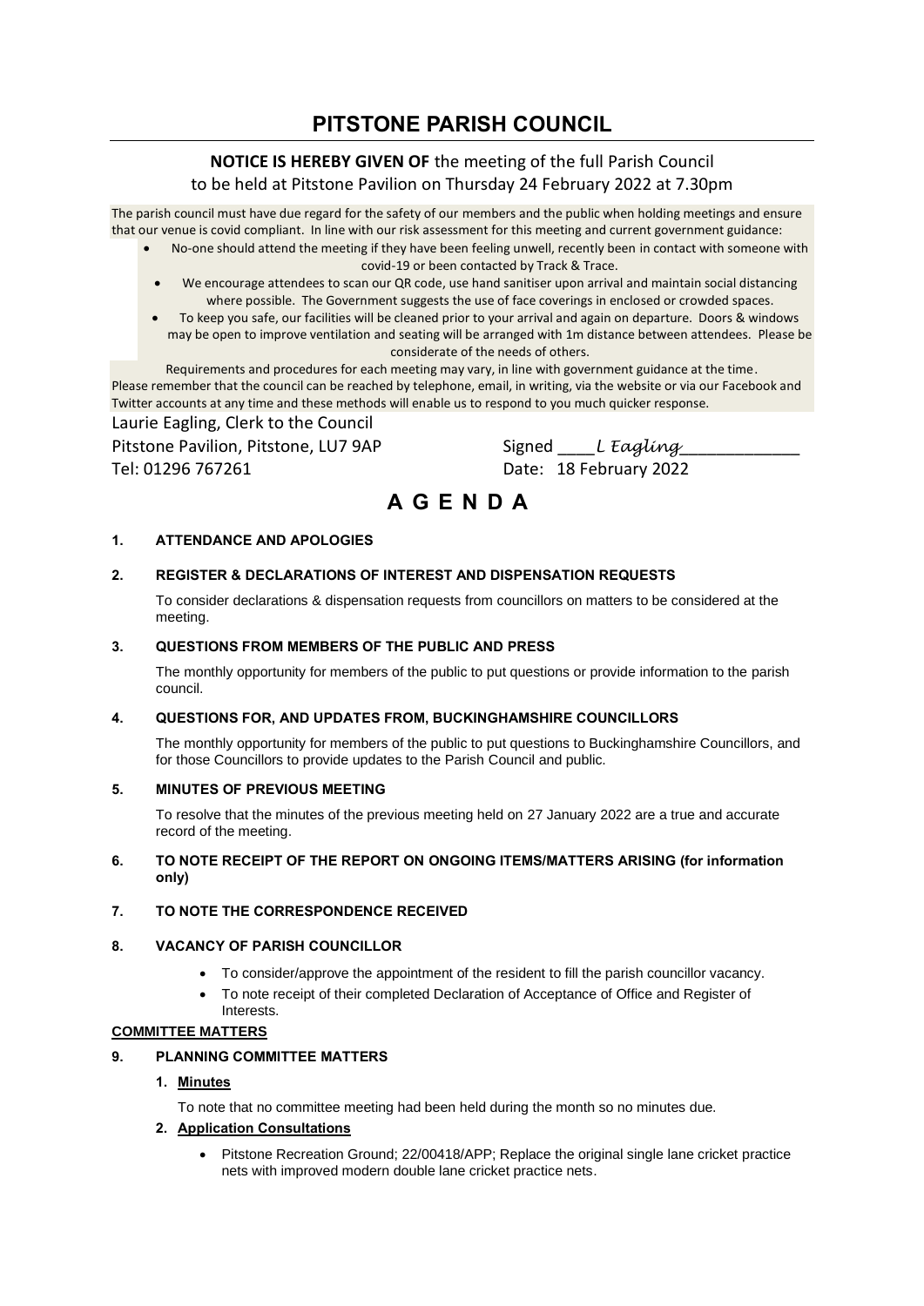# PITSTONE PARISH COUNCIL

**NOTICE IS HEREBY GIVEN OF** the meeting of the full Parish Council to be held at Pitstone Pavilion on Thursday 24 February 2022 at 7.30pm

The parish council must have due regard for the safety of our members and the public when holding meetings and ensure that our venue is covid compliant. In line with our risk assessment for this meeting and current government guidance:

- No-one should attend the meeting if they have been feeling unwell, recently been in contact with someone with covid-19 or been contacted by Track & Trace.
- We encourage attendees to scan our QR code, use hand sanitiser upon arrival and maintain social distancing where possible. The Government suggests the use of face coverings in enclosed or crowded spaces.
- To keep you safe, our facilities will be cleaned prior to your arrival and again on departure. Doors & windows may be open to improve ventilation and seating will be arranged with 1m distance between attendees. Please be considerate of the needs of others.

Requirements and procedures for each meeting may vary, in line with government guidance at the time.
Please remember that the council can be reached by telephone, email, in writing, via the website or via our Facebook and Twitter accounts at any time and these methods will enable us to respond to you much quicker response.

Laurie Eagling, Clerk to the Council
Pitstone Pavilion, Pitstone, LU7 9AP
Tel: 01296 767261

Signed ____*L Eagling*____________
Date: 18 February 2022

# A G E N D A

**1. ATTENDANCE AND APOLOGIES**

**2. REGISTER & DECLARATIONS OF INTEREST AND DISPENSATION REQUESTS**

To consider declarations & dispensation requests from councillors on matters to be considered at the meeting.

**3. QUESTIONS FROM MEMBERS OF THE PUBLIC AND PRESS**

The monthly opportunity for members of the public to put questions or provide information to the parish council.

**4. QUESTIONS FOR, AND UPDATES FROM, BUCKINGHAMSHIRE COUNCILLORS**

The monthly opportunity for members of the public to put questions to Buckinghamshire Councillors, and for those Councillors to provide updates to the Parish Council and public.

**5. MINUTES OF PREVIOUS MEETING**

To resolve that the minutes of the previous meeting held on 27 January 2022 are a true and accurate record of the meeting.

**6. TO NOTE RECEIPT OF THE REPORT ON ONGOING ITEMS/MATTERS ARISING (for information only)**

**7. TO NOTE THE CORRESPONDENCE RECEIVED**

**8. VACANCY OF PARISH COUNCILLOR**

- To consider/approve the appointment of the resident to fill the parish councillor vacancy.
- To note receipt of their completed Declaration of Acceptance of Office and Register of Interests.

**COMMITTEE MATTERS**

**9. PLANNING COMMITTEE MATTERS**

1. **Minutes**

   To note that no committee meeting had been held during the month so no minutes due.

2. **Application Consultations**

   - Pitstone Recreation Ground; 22/00418/APP; Replace the original single lane cricket practice nets with improved modern double lane cricket practice nets.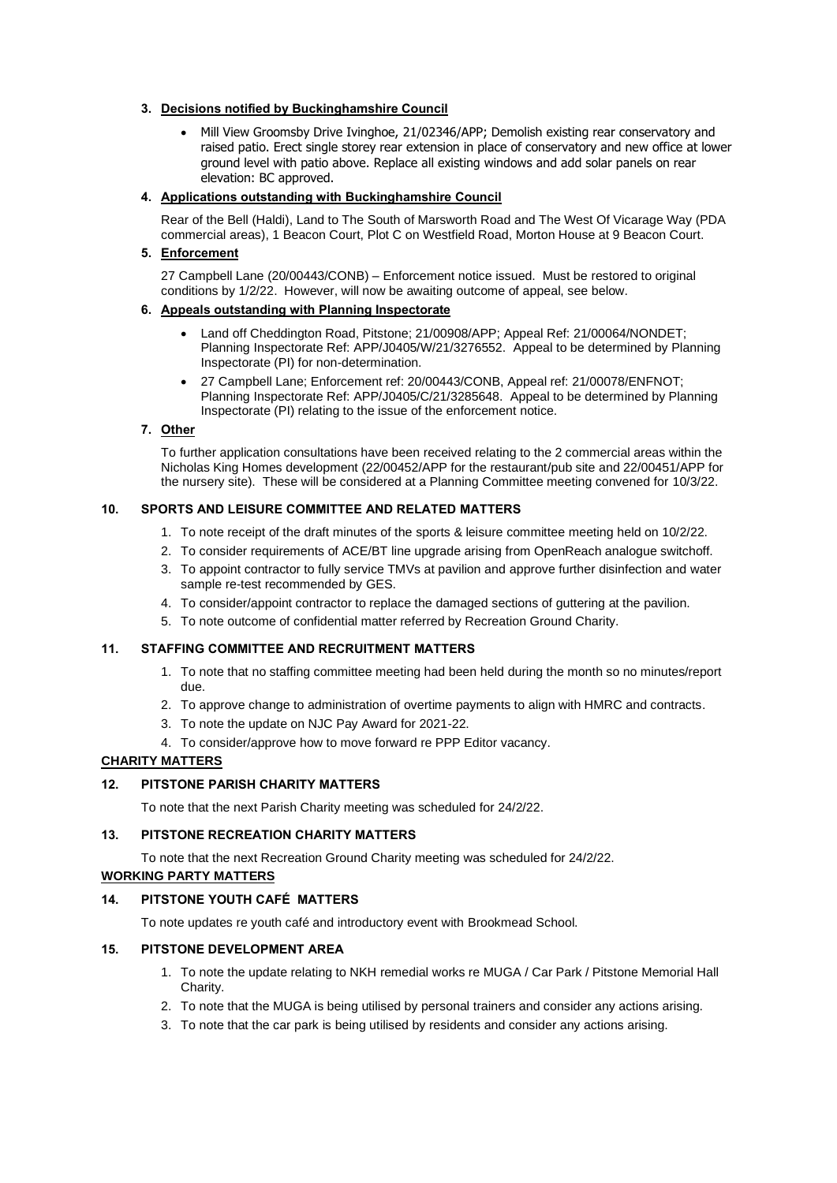3. **Decisions notified by Buckinghamshire Council**

   - Mill View Groomsby Drive Ivinghoe, 21/02346/APP; Demolish existing rear conservatory and raised patio. Erect single storey rear extension in place of conservatory and new office at lower ground level with patio above. Replace all existing windows and add solar panels on rear elevation: BC approved.

4. **Applications outstanding with Buckinghamshire Council**

   Rear of the Bell (Haldi), Land to The South of Marsworth Road and The West Of Vicarage Way (PDA commercial areas), 1 Beacon Court, Plot C on Westfield Road, Morton House at 9 Beacon Court.

5. **Enforcement**

   27 Campbell Lane (20/00443/CONB) – Enforcement notice issued. Must be restored to original conditions by 1/2/22. However, will now be awaiting outcome of appeal, see below.

6. **Appeals outstanding with Planning Inspectorate**

   - Land off Cheddington Road, Pitstone; 21/00908/APP; Appeal Ref: 21/00064/NONDET; Planning Inspectorate Ref: APP/J0405/W/21/3276552. Appeal to be determined by Planning Inspectorate (PI) for non-determination.
   - 27 Campbell Lane; Enforcement ref: 20/00443/CONB, Appeal ref: 21/00078/ENFNOT; Planning Inspectorate Ref: APP/J0405/C/21/3285648. Appeal to be determined by Planning Inspectorate (PI) relating to the issue of the enforcement notice.

7. **Other**

   To further application consultations have been received relating to the 2 commercial areas within the Nicholas King Homes development (22/00452/APP for the restaurant/pub site and 22/00451/APP for the nursery site). These will be considered at a Planning Committee meeting convened for 10/3/22.

**10. SPORTS AND LEISURE COMMITTEE AND RELATED MATTERS**

1. To note receipt of the draft minutes of the sports & leisure committee meeting held on 10/2/22.
2. To consider requirements of ACE/BT line upgrade arising from OpenReach analogue switchoff.
3. To appoint contractor to fully service TMVs at pavilion and approve further disinfection and water sample re-test recommended by GES.
4. To consider/appoint contractor to replace the damaged sections of guttering at the pavilion.
5. To note outcome of confidential matter referred by Recreation Ground Charity.

**11. STAFFING COMMITTEE AND RECRUITMENT MATTERS**

1. To note that no staffing committee meeting had been held during the month so no minutes/report due.
2. To approve change to administration of overtime payments to align with HMRC and contracts.
3. To note the update on NJC Pay Award for 2021-22.
4. To consider/approve how to move forward re PPP Editor vacancy.

**CHARITY MATTERS**

**12. PITSTONE PARISH CHARITY MATTERS**

To note that the next Parish Charity meeting was scheduled for 24/2/22.

**13. PITSTONE RECREATION CHARITY MATTERS**

To note that the next Recreation Ground Charity meeting was scheduled for 24/2/22.

**WORKING PARTY MATTERS**

**14. PITSTONE YOUTH CAFÉ MATTERS**

To note updates re youth café and introductory event with Brookmead School.

**15. PITSTONE DEVELOPMENT AREA**

1. To note the update relating to NKH remedial works re MUGA / Car Park / Pitstone Memorial Hall Charity.
2. To note that the MUGA is being utilised by personal trainers and consider any actions arising.
3. To note that the car park is being utilised by residents and consider any actions arising.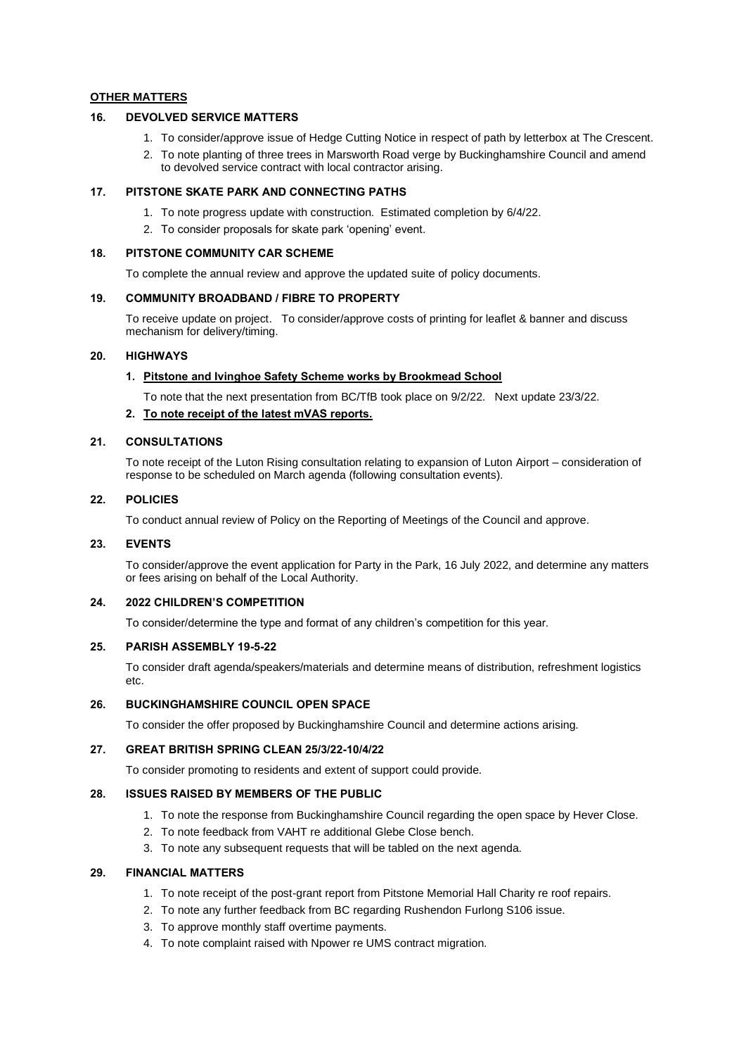**OTHER MATTERS**

## 16. DEVOLVED SERVICE MATTERS

1. To consider/approve issue of Hedge Cutting Notice in respect of path by letterbox at The Crescent.
2. To note planting of three trees in Marsworth Road verge by Buckinghamshire Council and amend to devolved service contract with local contractor arising.

## 17. PITSTONE SKATE PARK AND CONNECTING PATHS

1. To note progress update with construction. Estimated completion by 6/4/22.
2. To consider proposals for skate park 'opening' event.

## 18. PITSTONE COMMUNITY CAR SCHEME

To complete the annual review and approve the updated suite of policy documents.

## 19. COMMUNITY BROADBAND / FIBRE TO PROPERTY

To receive update on project. To consider/approve costs of printing for leaflet & banner and discuss mechanism for delivery/timing.

## 20. HIGHWAYS

### 1. Pitstone and Ivinghoe Safety Scheme works by Brookmead School

To note that the next presentation from BC/TfB took place on 9/2/22. Next update 23/3/22.

### 2. To note receipt of the latest mVAS reports.

## 21. CONSULTATIONS

To note receipt of the Luton Rising consultation relating to expansion of Luton Airport – consideration of response to be scheduled on March agenda (following consultation events).

## 22. POLICIES

To conduct annual review of Policy on the Reporting of Meetings of the Council and approve.

## 23. EVENTS

To consider/approve the event application for Party in the Park, 16 July 2022, and determine any matters or fees arising on behalf of the Local Authority.

## 24. 2022 CHILDREN'S COMPETITION

To consider/determine the type and format of any children's competition for this year.

## 25. PARISH ASSEMBLY 19-5-22

To consider draft agenda/speakers/materials and determine means of distribution, refreshment logistics etc.

## 26. BUCKINGHAMSHIRE COUNCIL OPEN SPACE

To consider the offer proposed by Buckinghamshire Council and determine actions arising.

## 27. GREAT BRITISH SPRING CLEAN 25/3/22-10/4/22

To consider promoting to residents and extent of support could provide.

## 28. ISSUES RAISED BY MEMBERS OF THE PUBLIC

1. To note the response from Buckinghamshire Council regarding the open space by Hever Close.
2. To note feedback from VAHT re additional Glebe Close bench.
3. To note any subsequent requests that will be tabled on the next agenda.

## 29. FINANCIAL MATTERS

1. To note receipt of the post-grant report from Pitstone Memorial Hall Charity re roof repairs.
2. To note any further feedback from BC regarding Rushendon Furlong S106 issue.
3. To approve monthly staff overtime payments.
4. To note complaint raised with Npower re UMS contract migration.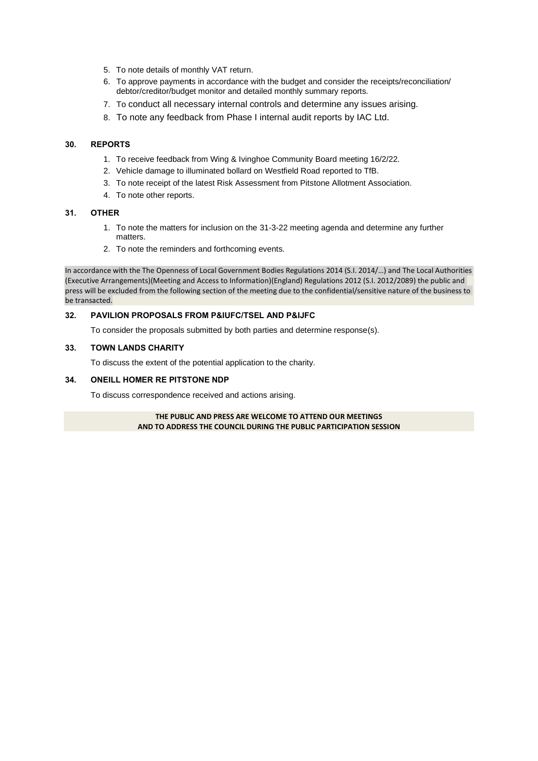5. To note details of monthly VAT return.
6. To approve payments in accordance with the budget and consider the receipts/reconciliation/ debtor/creditor/budget monitor and detailed monthly summary reports.
7. To conduct all necessary internal controls and determine any issues arising.
8. To note any feedback from Phase I internal audit reports by IAC Ltd.

**30. REPORTS**

1. To receive feedback from Wing & Ivinghoe Community Board meeting 16/2/22.
2. Vehicle damage to illuminated bollard on Westfield Road reported to TfB.
3. To note receipt of the latest Risk Assessment from Pitstone Allotment Association.
4. To note other reports.

**31. OTHER**

1. To note the matters for inclusion on the 31-3-22 meeting agenda and determine any further matters.
2. To note the reminders and forthcoming events.

In accordance with the The Openness of Local Government Bodies Regulations 2014 (S.I. 2014/…) and The Local Authorities (Executive Arrangements)(Meeting and Access to Information)(England) Regulations 2012 (S.I. 2012/2089) the public and press will be excluded from the following section of the meeting due to the confidential/sensitive nature of the business to be transacted.

**32. PAVILION PROPOSALS FROM P&IUFC/TSEL AND P&IJFC**

To consider the proposals submitted by both parties and determine response(s).

**33. TOWN LANDS CHARITY**

To discuss the extent of the potential application to the charity.

**34. ONEILL HOMER RE PITSTONE NDP**

To discuss correspondence received and actions arising.

**THE PUBLIC AND PRESS ARE WELCOME TO ATTEND OUR MEETINGS AND TO ADDRESS THE COUNCIL DURING THE PUBLIC PARTICIPATION SESSION**